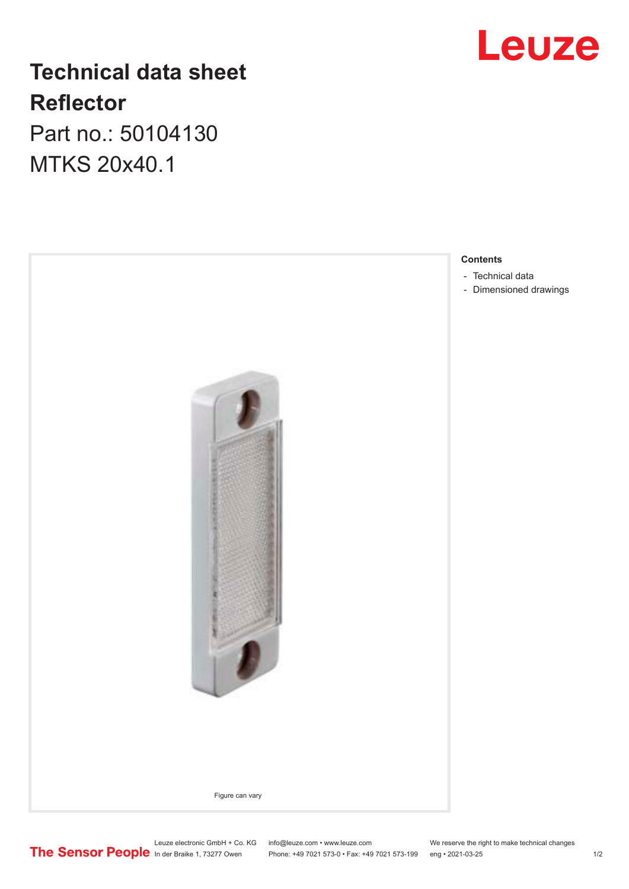# Technical data sheet

# Reflector

Part no.: 50104130

MTKS 20x40.1

Figure can vary

**Contents**

- Technical data
- Dimensioned drawings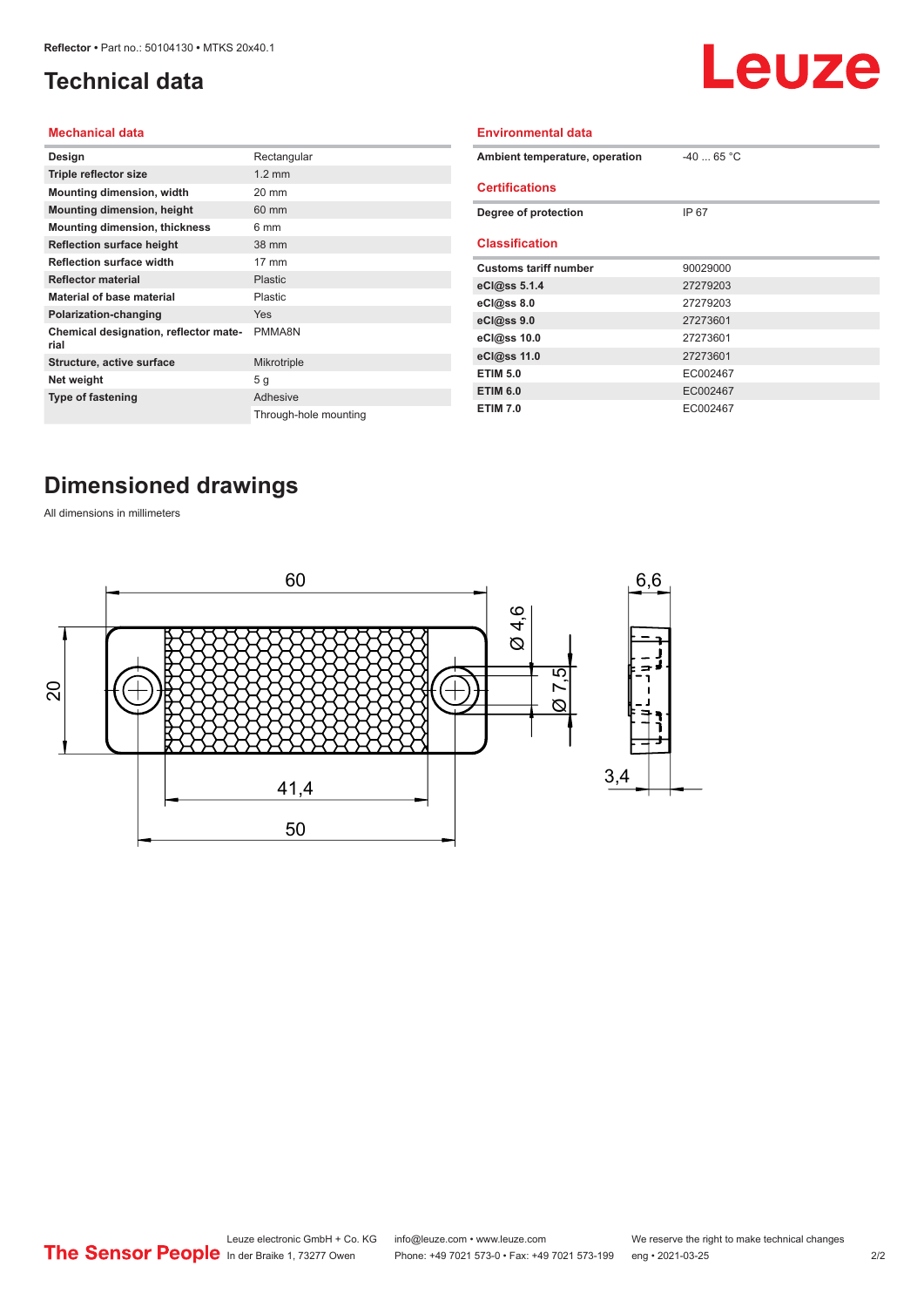# Technical data

## Mechanical data

| | |
|---|---|
| **Design** | Rectangular |
| **Triple reflector size** | 1.2 mm |
| **Mounting dimension, width** | 20 mm |
| **Mounting dimension, height** | 60 mm |
| **Mounting dimension, thickness** | 6 mm |
| **Reflection surface height** | 38 mm |
| **Reflection surface width** | 17 mm |
| **Reflector material** | Plastic |
| **Material of base material** | Plastic |
| **Polarization-changing** | Yes |
| **Chemical designation, reflector material** | PMMA8N |
| **Structure, active surface** | Mikrotriple |
| **Net weight** | 5 g |
| **Type of fastening** | Adhesive |
| | Through-hole mounting |

## Environmental data

| | |
|---|---|
| **Ambient temperature, operation** | -40 ... 65 °C |

## Certifications

| | |
|---|---|
| **Degree of protection** | IP 67 |

## Classification

| | |
|---|---|
| **Customs tariff number** | 90029000 |
| **eCl@ss 5.1.4** | 27279203 |
| **eCl@ss 8.0** | 27279203 |
| **eCl@ss 9.0** | 27273601 |
| **eCl@ss 10.0** | 27273601 |
| **eCl@ss 11.0** | 27273601 |
| **ETIM 5.0** | EC002467 |
| **ETIM 6.0** | EC002467 |
| **ETIM 7.0** | EC002467 |

# Dimensioned drawings

All dimensions in millimeters

60
20
Ø 4,6
Ø 7,5
41,4
50
6,6
3,4